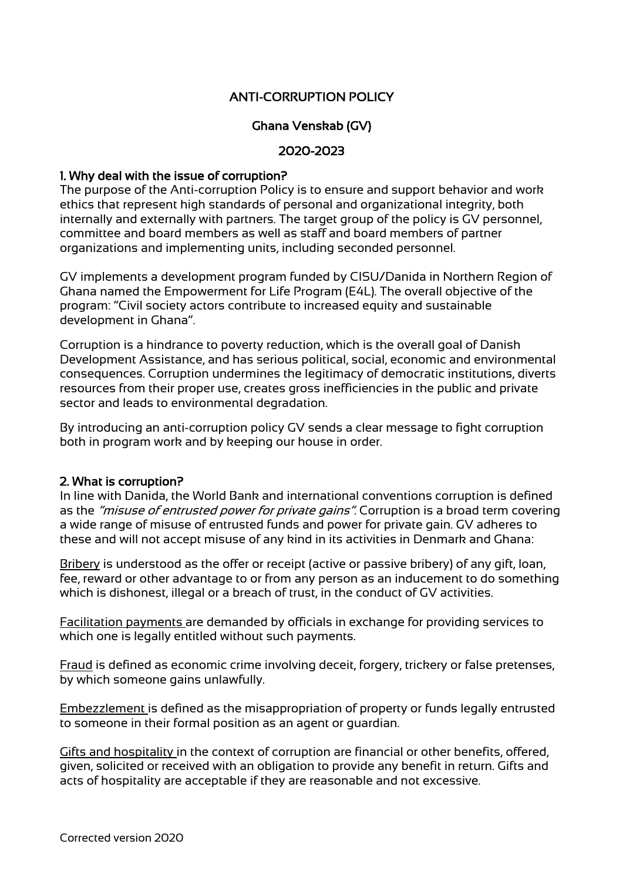# ANTI-CORRUPTION POLICY

## Ghana Venskab (GV)

## 2020-2023

### 1. Why deal with the issue of corruption?

The purpose of the Anti-corruption Policy is to ensure and support behavior and work ethics that represent high standards of personal and organizational integrity, both internally and externally with partners. The target group of the policy is GV personnel, committee and board members as well as staff and board members of partner organizations and implementing units, including seconded personnel.

GV implements a development program funded by CISU/Danida in Northern Region of Ghana named the Empowerment for Life Program (E4L). The overall objective of the program: "Civil society actors contribute to increased equity and sustainable development in Ghana".

Corruption is a hindrance to poverty reduction, which is the overall goal of Danish Development Assistance, and has serious political, social, economic and environmental consequences. Corruption undermines the legitimacy of democratic institutions, diverts resources from their proper use, creates gross inefficiencies in the public and private sector and leads to environmental degradation.

By introducing an anti-corruption policy GV sends a clear message to fight corruption both in program work and by keeping our house in order.

### 2. What is corruption?

In line with Danida, the World Bank and international conventions corruption is defined as the *"misuse of entrusted power for private gains".* Corruption is a broad term covering a wide range of misuse of entrusted funds and power for private gain. GV adheres to these and will not accept misuse of any kind in its activities in Denmark and Ghana:

<u>Bribery</u> is understood as the offer or receipt (active or passive bribery) of any gift, loan, fee, reward or other advantage to or from any person as an inducement to do something which is dishonest, illegal or a breach of trust, in the conduct of GV activities.

<u>Facilitation payments</u> are demanded by officials in exchange for providing services to which one is legally entitled without such payments.

<u>Fraud</u> is defined as economic crime involving deceit, forgery, trickery or false pretenses, by which someone gains unlawfully.

<u>Embezzlement</u> is defined as the misappropriation of property or funds legally entrusted to someone in their formal position as an agent or guardian.

<u>Gifts and hospitality</u> in the context of corruption are financial or other benefits, offered, given, solicited or received with an obligation to provide any benefit in return. Gifts and acts of hospitality are acceptable if they are reasonable and not excessive.

Corrected version 2020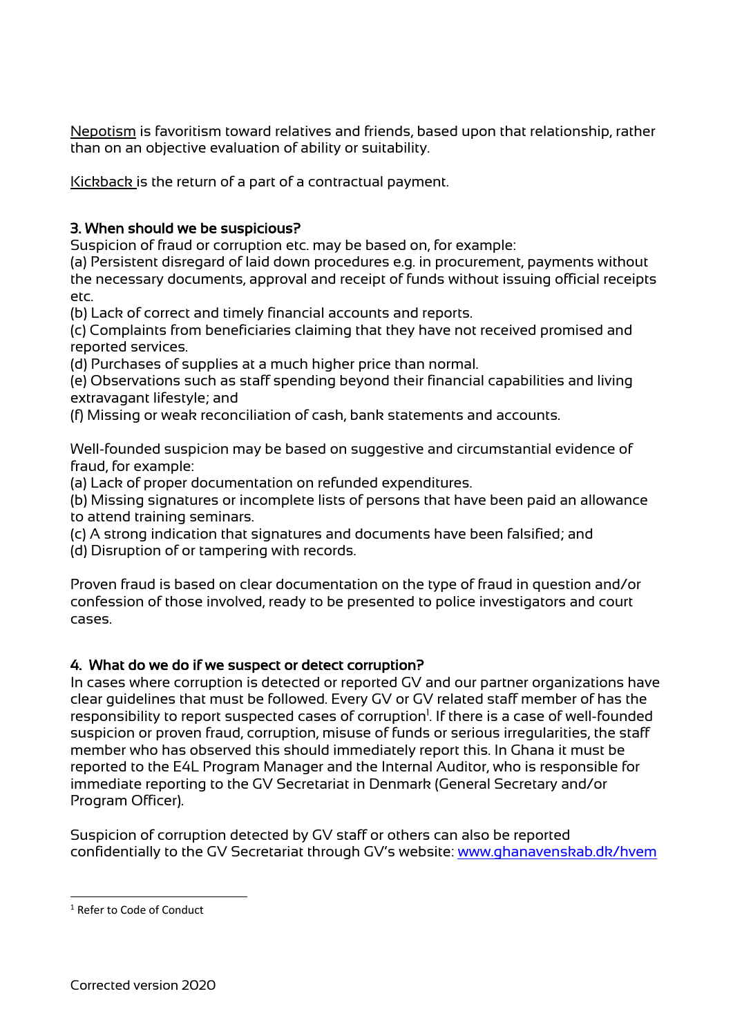Nepotism is favoritism toward relatives and friends, based upon that relationship, rather than on an objective evaluation of ability or suitability.

Kickback is the return of a part of a contractual payment.

### 3. When should we be suspicious?

Suspicion of fraud or corruption etc. may be based on, for example:
(a) Persistent disregard of laid down procedures e.g. in procurement, payments without the necessary documents, approval and receipt of funds without issuing official receipts etc.
(b) Lack of correct and timely financial accounts and reports.
(c) Complaints from beneficiaries claiming that they have not received promised and reported services.
(d) Purchases of supplies at a much higher price than normal.
(e) Observations such as staff spending beyond their financial capabilities and living extravagant lifestyle; and
(f) Missing or weak reconciliation of cash, bank statements and accounts.

Well-founded suspicion may be based on suggestive and circumstantial evidence of fraud, for example:
(a) Lack of proper documentation on refunded expenditures.
(b) Missing signatures or incomplete lists of persons that have been paid an allowance to attend training seminars.
(c) A strong indication that signatures and documents have been falsified; and
(d) Disruption of or tampering with records.

Proven fraud is based on clear documentation on the type of fraud in question and/or confession of those involved, ready to be presented to police investigators and court cases.

### 4. What do we do if we suspect or detect corruption?

In cases where corruption is detected or reported GV and our partner organizations have clear guidelines that must be followed. Every GV or GV related staff member of has the responsibility to report suspected cases of corruption[1]. If there is a case of well-founded suspicion or proven fraud, corruption, misuse of funds or serious irregularities, the staff member who has observed this should immediately report this. In Ghana it must be reported to the E4L Program Manager and the Internal Auditor, who is responsible for immediate reporting to the GV Secretariat in Denmark (General Secretary and/or Program Officer).

Suspicion of corruption detected by GV staff or others can also be reported confidentially to the GV Secretariat through GV's website: www.ghanavenskab.dk/hvem

[1] Refer to Code of Conduct

Corrected version 2020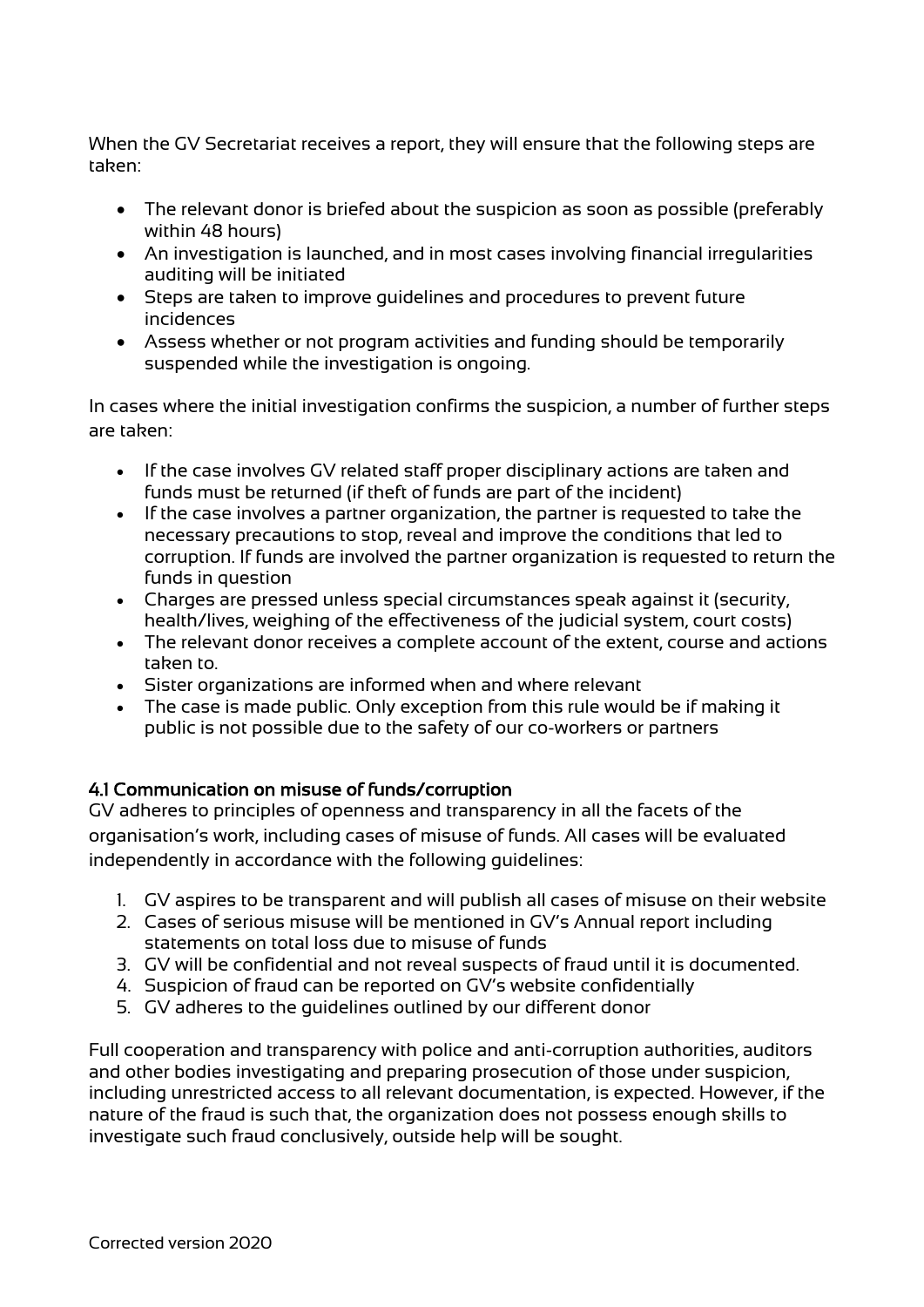When the GV Secretariat receives a report, they will ensure that the following steps are taken:

- The relevant donor is briefed about the suspicion as soon as possible (preferably within 48 hours)
- An investigation is launched, and in most cases involving financial irregularities auditing will be initiated
- Steps are taken to improve guidelines and procedures to prevent future incidences
- Assess whether or not program activities and funding should be temporarily suspended while the investigation is ongoing.

In cases where the initial investigation confirms the suspicion, a number of further steps are taken:

- If the case involves GV related staff proper disciplinary actions are taken and funds must be returned (if theft of funds are part of the incident)
- If the case involves a partner organization, the partner is requested to take the necessary precautions to stop, reveal and improve the conditions that led to corruption. If funds are involved the partner organization is requested to return the funds in question
- Charges are pressed unless special circumstances speak against it (security, health/lives, weighing of the effectiveness of the judicial system, court costs)
- The relevant donor receives a complete account of the extent, course and actions taken to.
- Sister organizations are informed when and where relevant
- The case is made public. Only exception from this rule would be if making it public is not possible due to the safety of our co-workers or partners

### 4.1 Communication on misuse of funds/corruption

GV adheres to principles of openness and transparency in all the facets of the organisation's work, including cases of misuse of funds. All cases will be evaluated independently in accordance with the following guidelines:

1. GV aspires to be transparent and will publish all cases of misuse on their website
2. Cases of serious misuse will be mentioned in GV's Annual report including statements on total loss due to misuse of funds
3. GV will be confidential and not reveal suspects of fraud until it is documented.
4. Suspicion of fraud can be reported on GV's website confidentially
5. GV adheres to the guidelines outlined by our different donor

Full cooperation and transparency with police and anti-corruption authorities, auditors and other bodies investigating and preparing prosecution of those under suspicion, including unrestricted access to all relevant documentation, is expected. However, if the nature of the fraud is such that, the organization does not possess enough skills to investigate such fraud conclusively, outside help will be sought.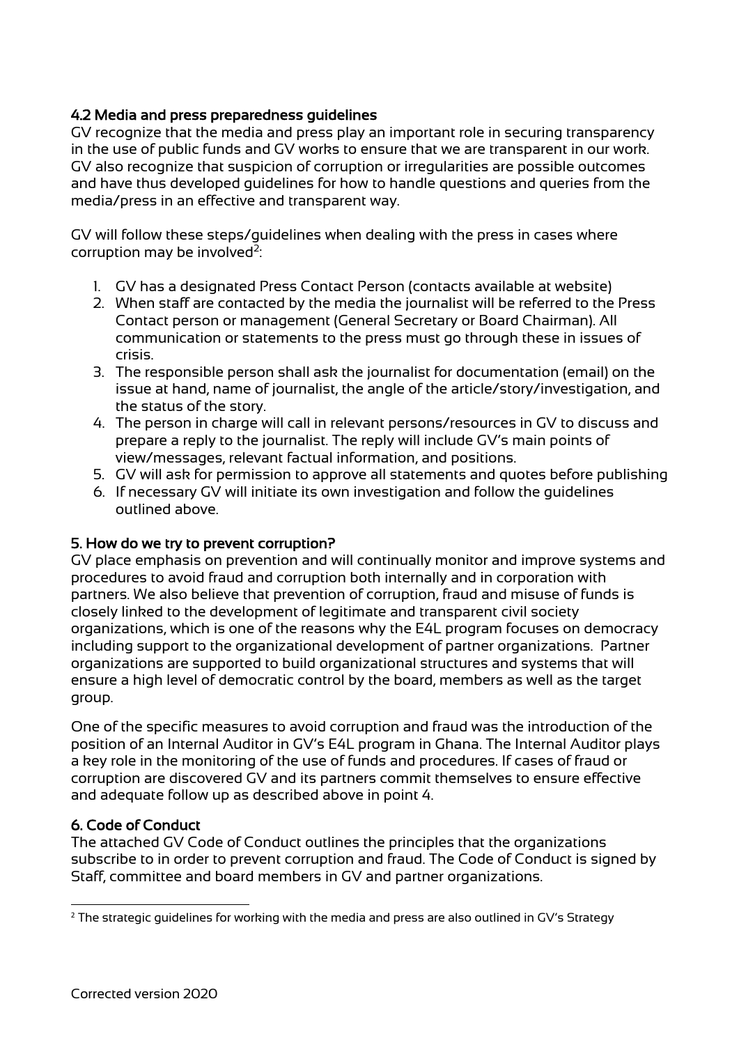### 4.2 Media and press preparedness guidelines

GV recognize that the media and press play an important role in securing transparency in the use of public funds and GV works to ensure that we are transparent in our work. GV also recognize that suspicion of corruption or irregularities are possible outcomes and have thus developed guidelines for how to handle questions and queries from the media/press in an effective and transparent way.

GV will follow these steps/guidelines when dealing with the press in cases where corruption may be involved[2]:

1. GV has a designated Press Contact Person (contacts available at website)
2. When staff are contacted by the media the journalist will be referred to the Press Contact person or management (General Secretary or Board Chairman). All communication or statements to the press must go through these in issues of crisis.
3. The responsible person shall ask the journalist for documentation (email) on the issue at hand, name of journalist, the angle of the article/story/investigation, and the status of the story.
4. The person in charge will call in relevant persons/resources in GV to discuss and prepare a reply to the journalist. The reply will include GV's main points of view/messages, relevant factual information, and positions.
5. GV will ask for permission to approve all statements and quotes before publishing
6. If necessary GV will initiate its own investigation and follow the guidelines outlined above.

## 5. How do we try to prevent corruption?

GV place emphasis on prevention and will continually monitor and improve systems and procedures to avoid fraud and corruption both internally and in corporation with partners. We also believe that prevention of corruption, fraud and misuse of funds is closely linked to the development of legitimate and transparent civil society organizations, which is one of the reasons why the E4L program focuses on democracy including support to the organizational development of partner organizations. Partner organizations are supported to build organizational structures and systems that will ensure a high level of democratic control by the board, members as well as the target group.

One of the specific measures to avoid corruption and fraud was the introduction of the position of an Internal Auditor in GV's E4L program in Ghana. The Internal Auditor plays a key role in the monitoring of the use of funds and procedures. If cases of fraud or corruption are discovered GV and its partners commit themselves to ensure effective and adequate follow up as described above in point 4.

## 6. Code of Conduct

The attached GV Code of Conduct outlines the principles that the organizations subscribe to in order to prevent corruption and fraud. The Code of Conduct is signed by Staff, committee and board members in GV and partner organizations.

---

[2] The strategic guidelines for working with the media and press are also outlined in GV's Strategy

Corrected version 2020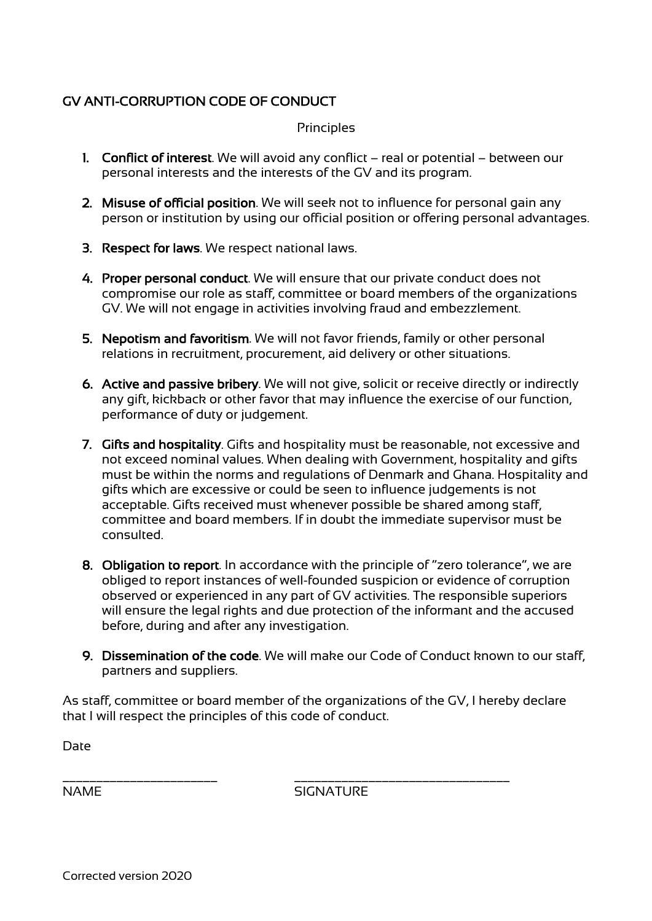## GV ANTI-CORRUPTION CODE OF CONDUCT

Principles

1. **Conflict of interest**. We will avoid any conflict – real or potential – between our personal interests and the interests of the GV and its program.

2. **Misuse of official position**. We will seek not to influence for personal gain any person or institution by using our official position or offering personal advantages.

3. **Respect for laws**. We respect national laws.

4. **Proper personal conduct**. We will ensure that our private conduct does not compromise our role as staff, committee or board members of the organizations GV. We will not engage in activities involving fraud and embezzlement.

5. **Nepotism and favoritism**. We will not favor friends, family or other personal relations in recruitment, procurement, aid delivery or other situations.

6. **Active and passive bribery**. We will not give, solicit or receive directly or indirectly any gift, kickback or other favor that may influence the exercise of our function, performance of duty or judgement.

7. **Gifts and hospitality**. Gifts and hospitality must be reasonable, not excessive and not exceed nominal values. When dealing with Government, hospitality and gifts must be within the norms and regulations of Denmark and Ghana. Hospitality and gifts which are excessive or could be seen to influence judgements is not acceptable. Gifts received must whenever possible be shared among staff, committee and board members. If in doubt the immediate supervisor must be consulted.

8. **Obligation to report**. In accordance with the principle of "zero tolerance", we are obliged to report instances of well-founded suspicion or evidence of corruption observed or experienced in any part of GV activities. The responsible superiors will ensure the legal rights and due protection of the informant and the accused before, during and after any investigation.

9. **Dissemination of the code**. We will make our Code of Conduct known to our staff, partners and suppliers.

As staff, committee or board member of the organizations of the GV, I hereby declare that I will respect the principles of this code of conduct.

Date

_______________________ ________________________________
NAME SIGNATURE

Corrected version 2020